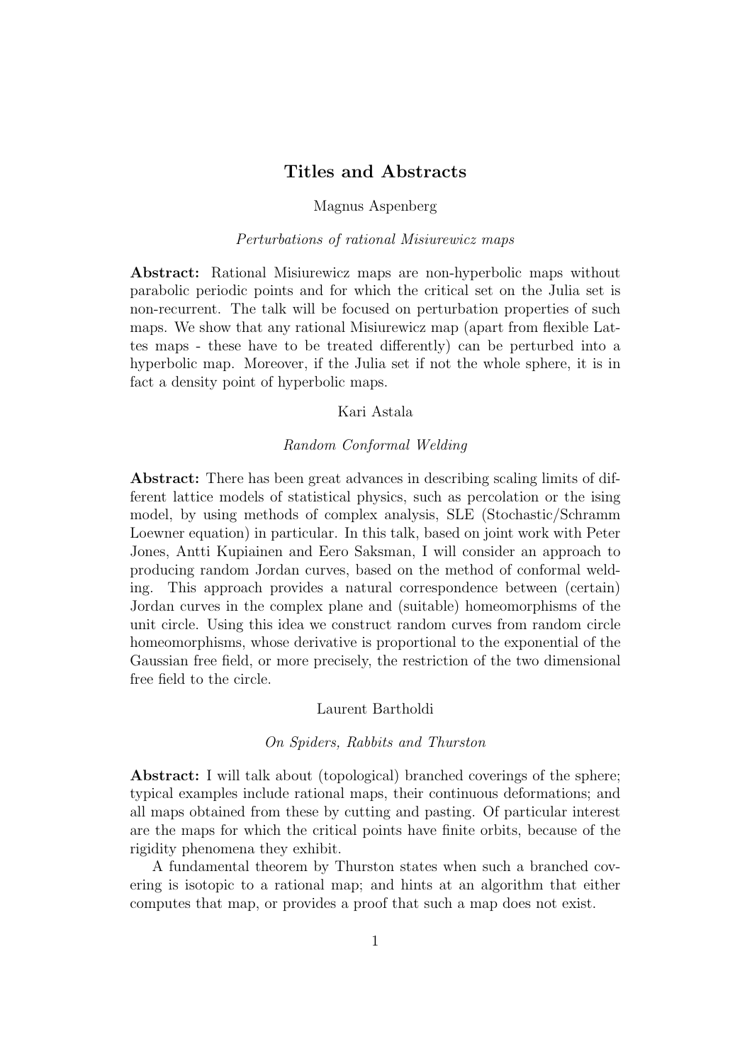# Titles and Abstracts

Magnus Aspenberg

*Perturbations of rational Misiurewicz maps*

**Abstract:** Rational Misiurewicz maps are non-hyperbolic maps without parabolic periodic points and for which the critical set on the Julia set is non-recurrent. The talk will be focused on perturbation properties of such maps. We show that any rational Misiurewicz map (apart from flexible Lattes maps - these have to be treated differently) can be perturbed into a hyperbolic map. Moreover, if the Julia set if not the whole sphere, it is in fact a density point of hyperbolic maps.

Kari Astala

*Random Conformal Welding*

**Abstract:** There has been great advances in describing scaling limits of different lattice models of statistical physics, such as percolation or the ising model, by using methods of complex analysis, SLE (Stochastic/Schramm Loewner equation) in particular. In this talk, based on joint work with Peter Jones, Antti Kupiainen and Eero Saksman, I will consider an approach to producing random Jordan curves, based on the method of conformal welding. This approach provides a natural correspondence between (certain) Jordan curves in the complex plane and (suitable) homeomorphisms of the unit circle. Using this idea we construct random curves from random circle homeomorphisms, whose derivative is proportional to the exponential of the Gaussian free field, or more precisely, the restriction of the two dimensional free field to the circle.

Laurent Bartholdi

*On Spiders, Rabbits and Thurston*

**Abstract:** I will talk about (topological) branched coverings of the sphere; typical examples include rational maps, their continuous deformations; and all maps obtained from these by cutting and pasting. Of particular interest are the maps for which the critical points have finite orbits, because of the rigidity phenomena they exhibit.

A fundamental theorem by Thurston states when such a branched covering is isotopic to a rational map; and hints at an algorithm that either computes that map, or provides a proof that such a map does not exist.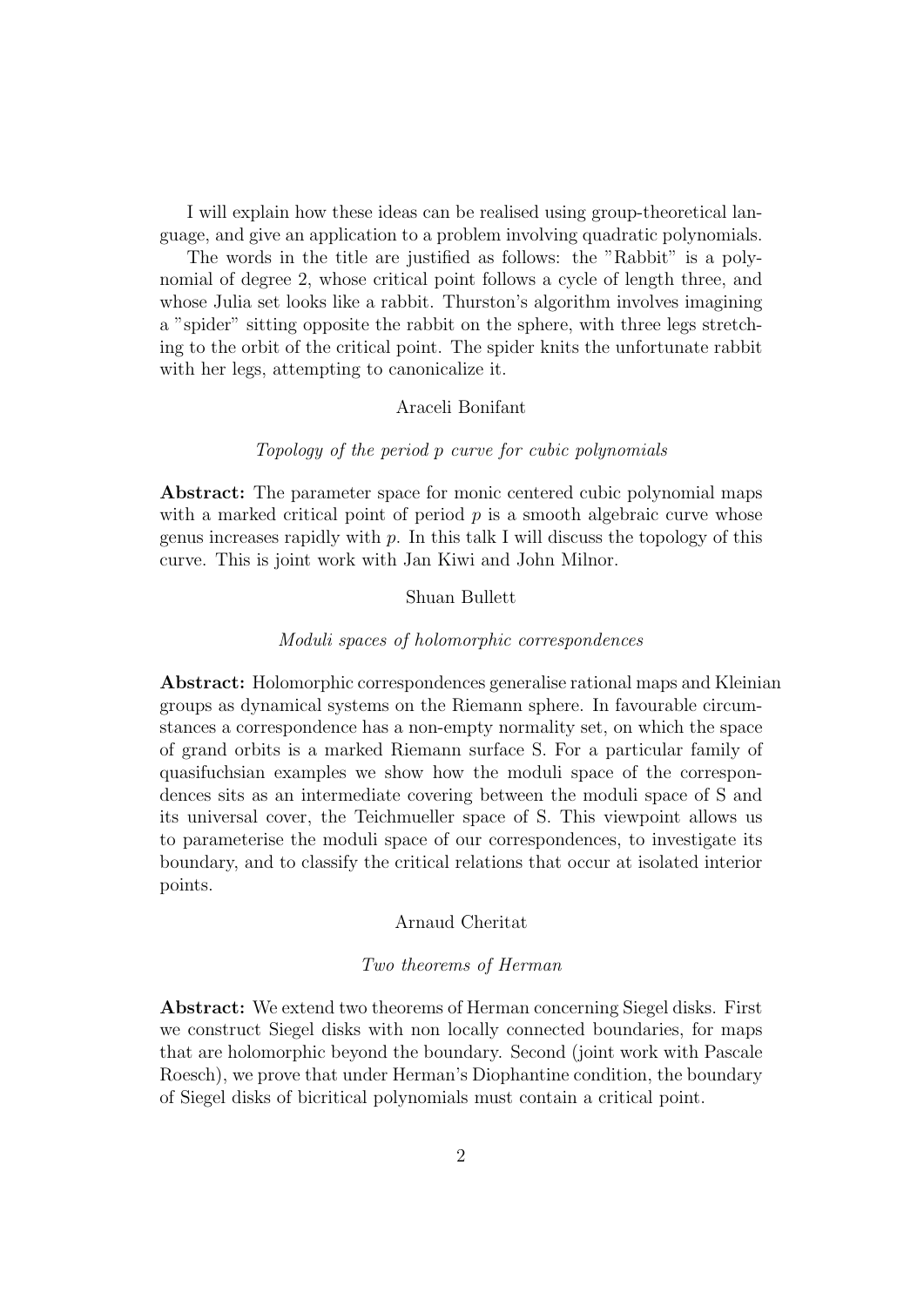I will explain how these ideas can be realised using group-theoretical language, and give an application to a problem involving quadratic polynomials.

The words in the title are justified as follows: the "Rabbit" is a polynomial of degree 2, whose critical point follows a cycle of length three, and whose Julia set looks like a rabbit. Thurston's algorithm involves imagining a "spider" sitting opposite the rabbit on the sphere, with three legs stretching to the orbit of the critical point. The spider knits the unfortunate rabbit with her legs, attempting to canonicalize it.

Araceli Bonifant

*Topology of the period p curve for cubic polynomials*

**Abstract:** The parameter space for monic centered cubic polynomial maps with a marked critical point of period $p$ is a smooth algebraic curve whose genus increases rapidly with $p$. In this talk I will discuss the topology of this curve. This is joint work with Jan Kiwi and John Milnor.

Shuan Bullett

*Moduli spaces of holomorphic correspondences*

**Abstract:** Holomorphic correspondences generalise rational maps and Kleinian groups as dynamical systems on the Riemann sphere. In favourable circumstances a correspondence has a non-empty normality set, on which the space of grand orbits is a marked Riemann surface S. For a particular family of quasifuchsian examples we show how the moduli space of the correspondences sits as an intermediate covering between the moduli space of S and its universal cover, the Teichmueller space of S. This viewpoint allows us to parameterise the moduli space of our correspondences, to investigate its boundary, and to classify the critical relations that occur at isolated interior points.

Arnaud Cheritat

*Two theorems of Herman*

**Abstract:** We extend two theorems of Herman concerning Siegel disks. First we construct Siegel disks with non locally connected boundaries, for maps that are holomorphic beyond the boundary. Second (joint work with Pascale Roesch), we prove that under Herman's Diophantine condition, the boundary of Siegel disks of bicritical polynomials must contain a critical point.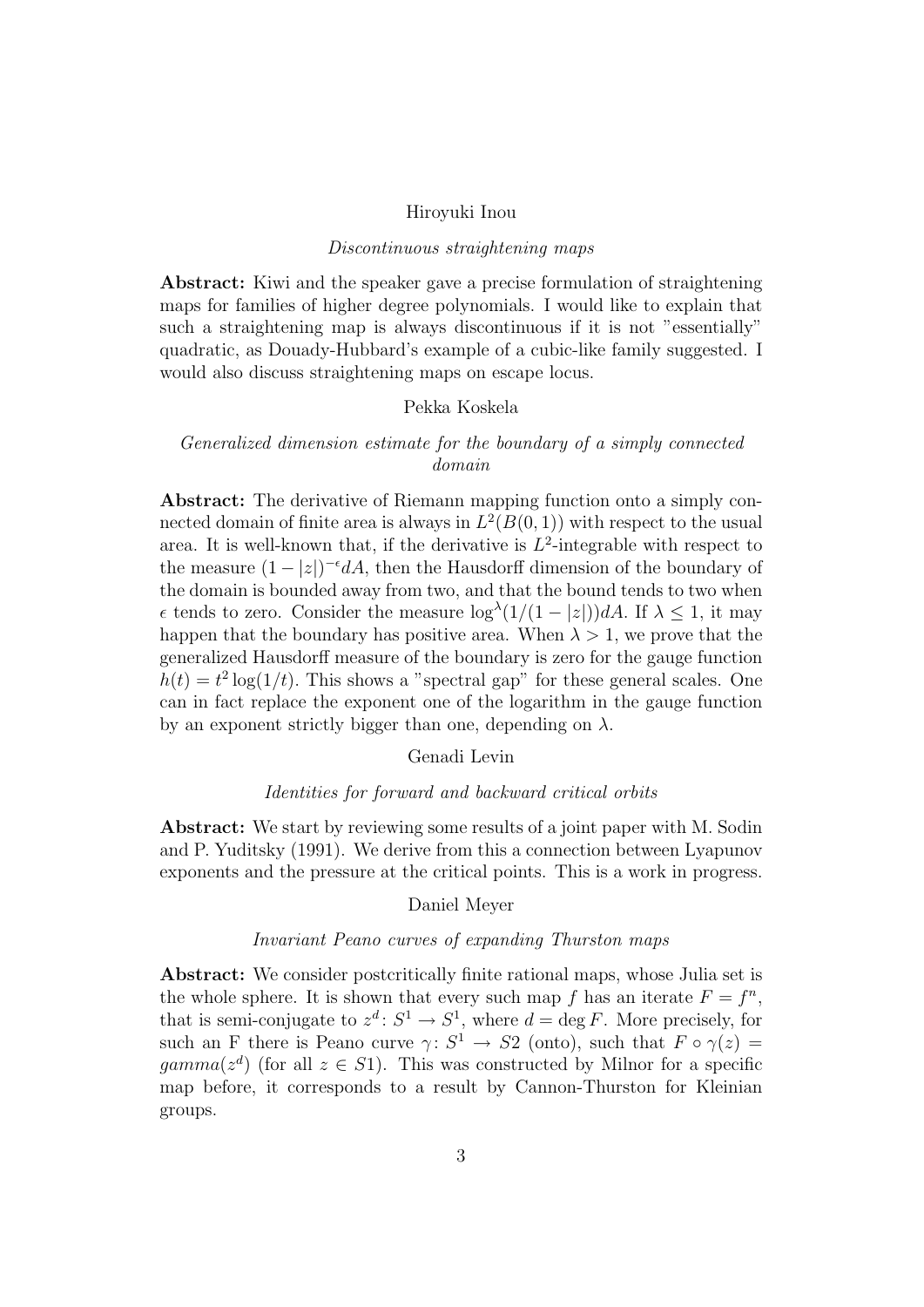Hiroyuki Inou

*Discontinuous straightening maps*

**Abstract:** Kiwi and the speaker gave a precise formulation of straightening maps for families of higher degree polynomials. I would like to explain that such a straightening map is always discontinuous if it is not "essentially" quadratic, as Douady-Hubbard's example of a cubic-like family suggested. I would also discuss straightening maps on escape locus.

Pekka Koskela

*Generalized dimension estimate for the boundary of a simply connected domain*

**Abstract:** The derivative of Riemann mapping function onto a simply connected domain of finite area is always in $L^2(B(0,1))$ with respect to the usual area. It is well-known that, if the derivative is $L^2$-integrable with respect to the measure $(1-|z|)^{-\epsilon}dA$, then the Hausdorff dimension of the boundary of the domain is bounded away from two, and that the bound tends to two when $\epsilon$ tends to zero. Consider the measure $\log^{\lambda}(1/(1-|z|))dA$. If $\lambda \leq 1$, it may happen that the boundary has positive area. When $\lambda > 1$, we prove that the generalized Hausdorff measure of the boundary is zero for the gauge function $h(t) = t^2 \log(1/t)$. This shows a "spectral gap" for these general scales. One can in fact replace the exponent one of the logarithm in the gauge function by an exponent strictly bigger than one, depending on $\lambda$.

Genadi Levin

*Identities for forward and backward critical orbits*

**Abstract:** We start by reviewing some results of a joint paper with M. Sodin and P. Yuditsky (1991). We derive from this a connection between Lyapunov exponents and the pressure at the critical points. This is a work in progress.

Daniel Meyer

*Invariant Peano curves of expanding Thurston maps*

**Abstract:** We consider postcritically finite rational maps, whose Julia set is the whole sphere. It is shown that every such map $f$ has an iterate $F = f^n$, that is semi-conjugate to $z^d \colon S^1 \to S^1$, where $d = \deg F$. More precisely, for such an F there is Peano curve $\gamma \colon S^1 \to S2$ (onto), such that $F \circ \gamma(z) = gamma(z^d)$ (for all $z \in S1$). This was constructed by Milnor for a specific map before, it corresponds to a result by Cannon-Thurston for Kleinian groups.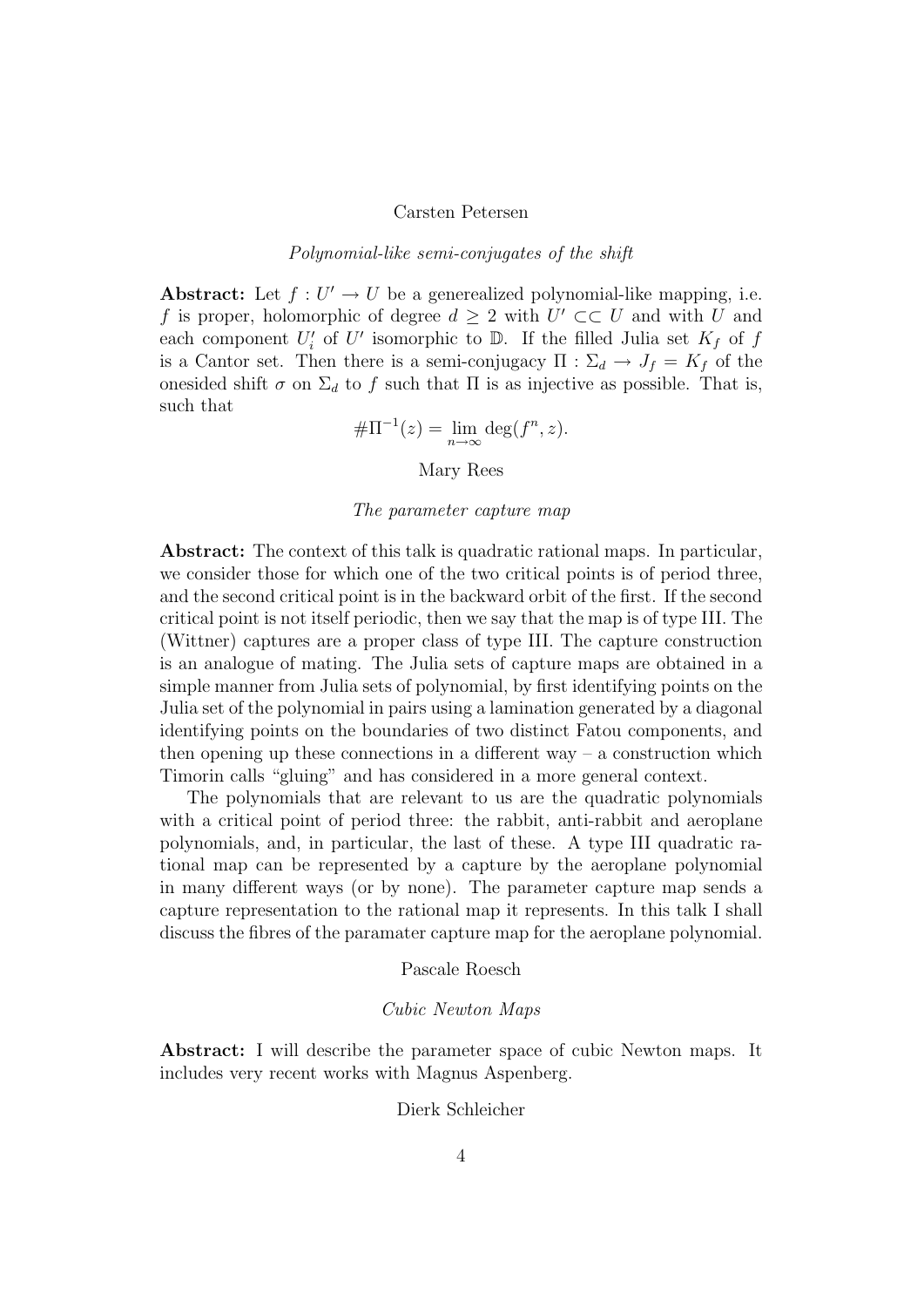Carsten Petersen

*Polynomial-like semi-conjugates of the shift*

**Abstract:** Let $f : U' \to U$ be a generealized polynomial-like mapping, i.e. $f$ is proper, holomorphic of degree $d \geq 2$ with $U' \subset\subset U$ and with $U$ and each component $U'_i$ of $U'$ isomorphic to $\mathbb{D}$. If the filled Julia set $K_f$ of $f$ is a Cantor set. Then there is a semi-conjugacy $\Pi : \Sigma_d \to J_f = K_f$ of the onesided shift $\sigma$ on $\Sigma_d$ to $f$ such that $\Pi$ is as injective as possible. That is, such that

$$\#\Pi^{-1}(z) = \lim_{n\to\infty} \deg(f^n, z).$$

Mary Rees

*The parameter capture map*

**Abstract:** The context of this talk is quadratic rational maps. In particular, we consider those for which one of the two critical points is of period three, and the second critical point is in the backward orbit of the first. If the second critical point is not itself periodic, then we say that the map is of type III. The (Wittner) captures are a proper class of type III. The capture construction is an analogue of mating. The Julia sets of capture maps are obtained in a simple manner from Julia sets of polynomial, by first identifying points on the Julia set of the polynomial in pairs using a lamination generated by a diagonal identifying points on the boundaries of two distinct Fatou components, and then opening up these connections in a different way – a construction which Timorin calls "gluing" and has considered in a more general context.

The polynomials that are relevant to us are the quadratic polynomials with a critical point of period three: the rabbit, anti-rabbit and aeroplane polynomials, and, in particular, the last of these. A type III quadratic rational map can be represented by a capture by the aeroplane polynomial in many different ways (or by none). The parameter capture map sends a capture representation to the rational map it represents. In this talk I shall discuss the fibres of the paramater capture map for the aeroplane polynomial.

Pascale Roesch

*Cubic Newton Maps*

**Abstract:** I will describe the parameter space of cubic Newton maps. It includes very recent works with Magnus Aspenberg.

Dierk Schleicher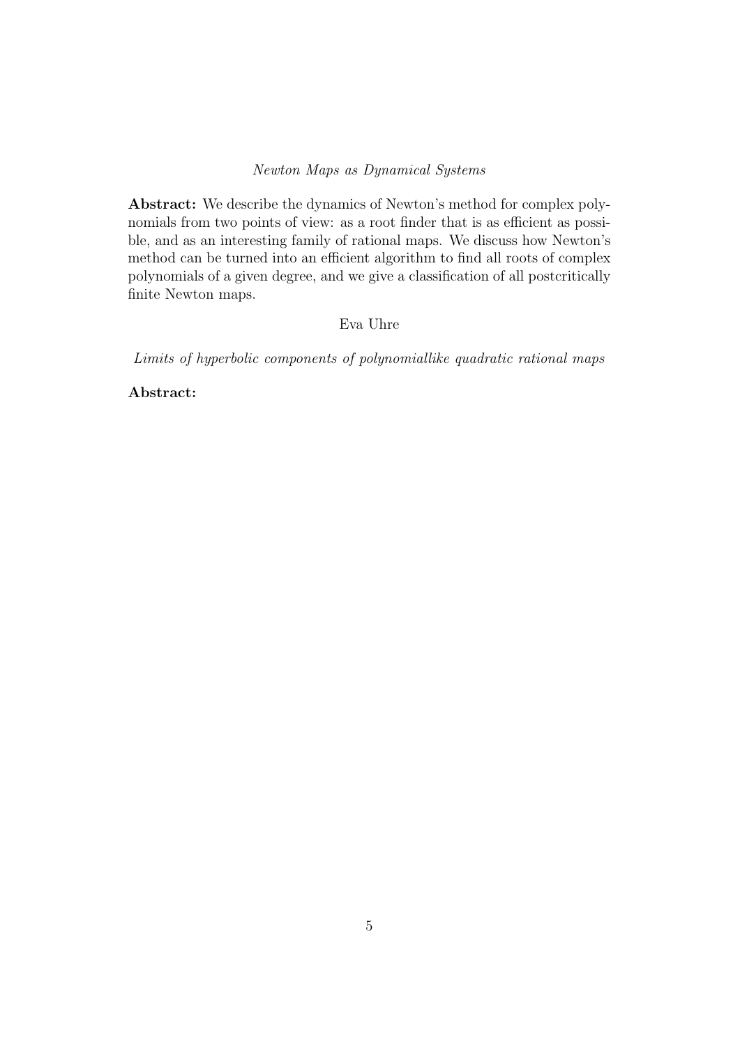*Newton Maps as Dynamical Systems*

**Abstract:** We describe the dynamics of Newton's method for complex polynomials from two points of view: as a root finder that is as efficient as possible, and as an interesting family of rational maps. We discuss how Newton's method can be turned into an efficient algorithm to find all roots of complex polynomials of a given degree, and we give a classification of all postcritically finite Newton maps.

Eva Uhre

*Limits of hyperbolic components of polynomiallike quadratic rational maps*

**Abstract:**